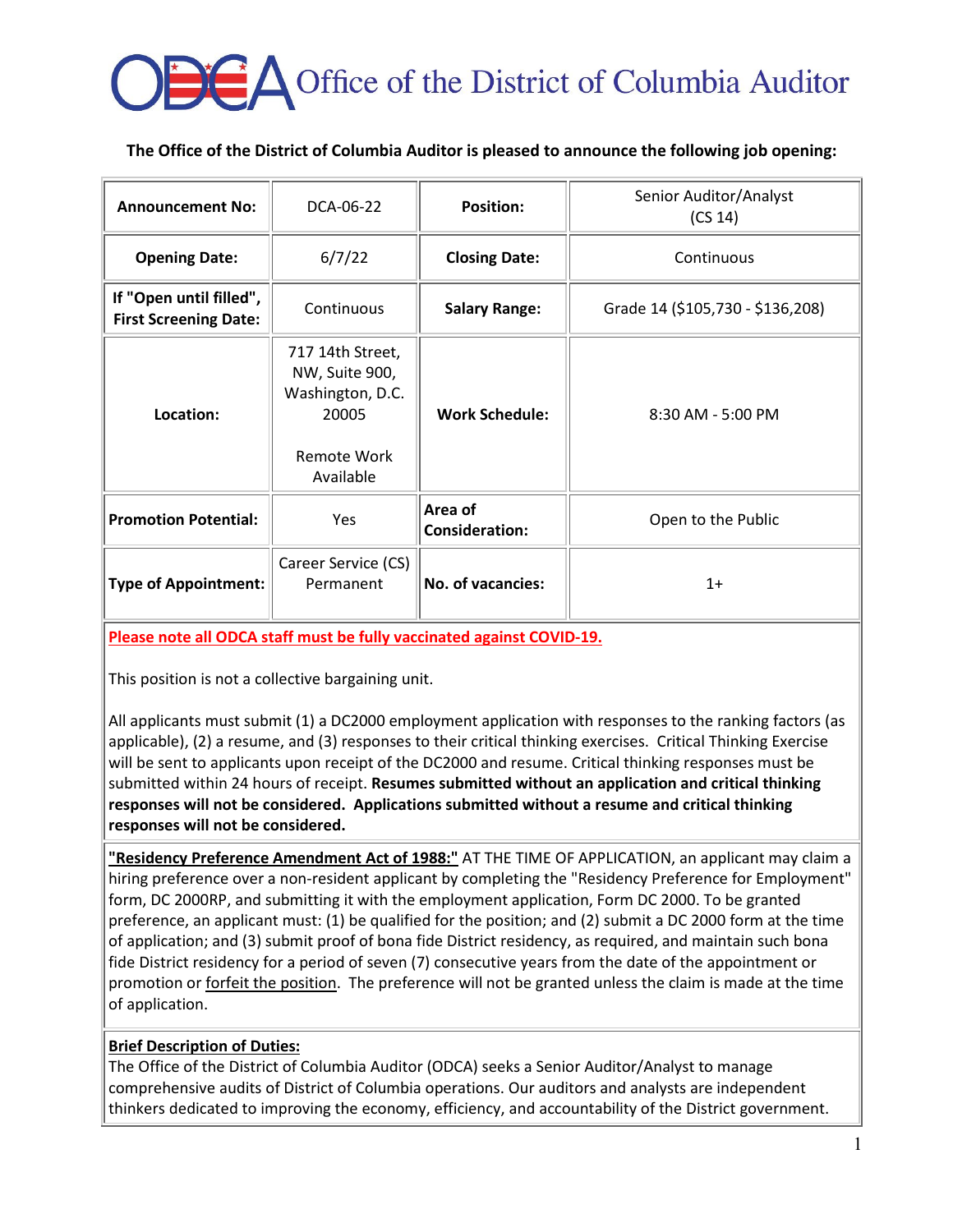# Office of the District of Columbia Auditor

**The Office of the District of Columbia Auditor is pleased to announce the following job opening:**

| **Announcement No:** | DCA-06-22 | **Position:** | Senior Auditor/Analyst (CS 14) |
|---|---|---|---|
| **Opening Date:** | 6/7/22 | **Closing Date:** | Continuous |
| **If "Open until filled", First Screening Date:** | Continuous | **Salary Range:** | Grade 14 ($105,730 - $136,208) |
| **Location:** | 717 14th Street, NW, Suite 900, Washington, D.C. 20005<br><br>Remote Work Available | **Work Schedule:** | 8:30 AM - 5:00 PM |
| **Promotion Potential:** | Yes | **Area of Consideration:** | Open to the Public |
| **Type of Appointment:** | Career Service (CS) Permanent | **No. of vacancies:** | 1+ |

**Please note all ODCA staff must be fully vaccinated against COVID-19.**

This position is not a collective bargaining unit.

All applicants must submit (1) a DC2000 employment application with responses to the ranking factors (as applicable), (2) a resume, and (3) responses to their critical thinking exercises. Critical Thinking Exercise will be sent to applicants upon receipt of the DC2000 and resume. Critical thinking responses must be submitted within 24 hours of receipt. **Resumes submitted without an application and critical thinking responses will not be considered. Applications submitted without a resume and critical thinking responses will not be considered.**

**"Residency Preference Amendment Act of 1988:"** AT THE TIME OF APPLICATION, an applicant may claim a hiring preference over a non-resident applicant by completing the "Residency Preference for Employment" form, DC 2000RP, and submitting it with the employment application, Form DC 2000. To be granted preference, an applicant must: (1) be qualified for the position; and (2) submit a DC 2000 form at the time of application; and (3) submit proof of bona fide District residency, as required, and maintain such bona fide District residency for a period of seven (7) consecutive years from the date of the appointment or promotion or forfeit the position. The preference will not be granted unless the claim is made at the time of application.

**Brief Description of Duties:**

The Office of the District of Columbia Auditor (ODCA) seeks a Senior Auditor/Analyst to manage comprehensive audits of District of Columbia operations. Our auditors and analysts are independent thinkers dedicated to improving the economy, efficiency, and accountability of the District government.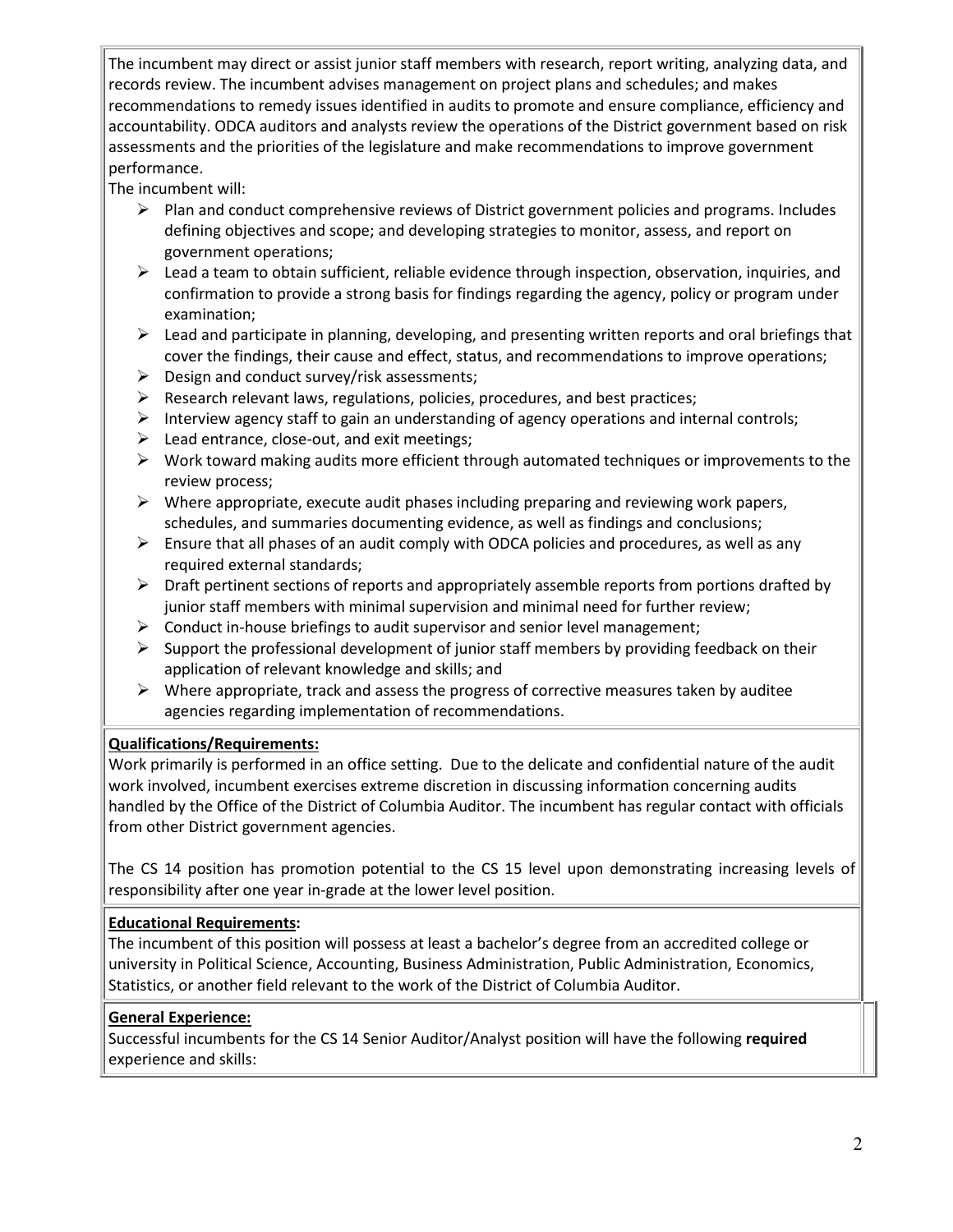The incumbent may direct or assist junior staff members with research, report writing, analyzing data, and records review. The incumbent advises management on project plans and schedules; and makes recommendations to remedy issues identified in audits to promote and ensure compliance, efficiency and accountability. ODCA auditors and analysts review the operations of the District government based on risk assessments and the priorities of the legislature and make recommendations to improve government performance.

The incumbent will:

- Plan and conduct comprehensive reviews of District government policies and programs. Includes defining objectives and scope; and developing strategies to monitor, assess, and report on government operations;
- Lead a team to obtain sufficient, reliable evidence through inspection, observation, inquiries, and confirmation to provide a strong basis for findings regarding the agency, policy or program under examination;
- Lead and participate in planning, developing, and presenting written reports and oral briefings that cover the findings, their cause and effect, status, and recommendations to improve operations;
- Design and conduct survey/risk assessments;
- Research relevant laws, regulations, policies, procedures, and best practices;
- Interview agency staff to gain an understanding of agency operations and internal controls;
- Lead entrance, close-out, and exit meetings;
- Work toward making audits more efficient through automated techniques or improvements to the review process;
- Where appropriate, execute audit phases including preparing and reviewing work papers, schedules, and summaries documenting evidence, as well as findings and conclusions;
- Ensure that all phases of an audit comply with ODCA policies and procedures, as well as any required external standards;
- Draft pertinent sections of reports and appropriately assemble reports from portions drafted by junior staff members with minimal supervision and minimal need for further review;
- Conduct in-house briefings to audit supervisor and senior level management;
- Support the professional development of junior staff members by providing feedback on their application of relevant knowledge and skills; and
- Where appropriate, track and assess the progress of corrective measures taken by auditee agencies regarding implementation of recommendations.

**Qualifications/Requirements:**

Work primarily is performed in an office setting. Due to the delicate and confidential nature of the audit work involved, incumbent exercises extreme discretion in discussing information concerning audits handled by the Office of the District of Columbia Auditor. The incumbent has regular contact with officials from other District government agencies.

The CS 14 position has promotion potential to the CS 15 level upon demonstrating increasing levels of responsibility after one year in-grade at the lower level position.

**Educational Requirements:**

The incumbent of this position will possess at least a bachelor's degree from an accredited college or university in Political Science, Accounting, Business Administration, Public Administration, Economics, Statistics, or another field relevant to the work of the District of Columbia Auditor.

**General Experience:**

Successful incumbents for the CS 14 Senior Auditor/Analyst position will have the following **required** experience and skills: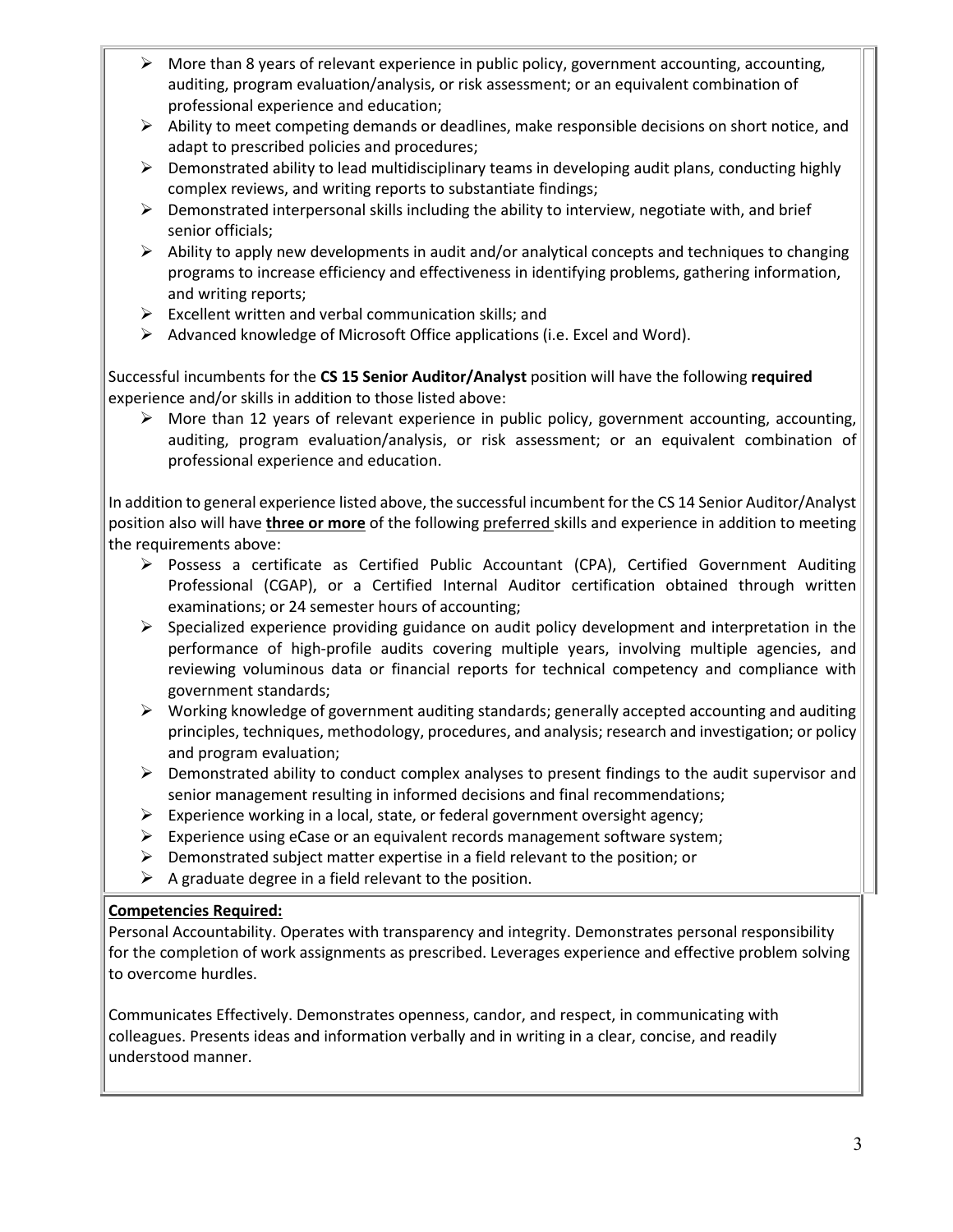- More than 8 years of relevant experience in public policy, government accounting, accounting, auditing, program evaluation/analysis, or risk assessment; or an equivalent combination of professional experience and education;
- Ability to meet competing demands or deadlines, make responsible decisions on short notice, and adapt to prescribed policies and procedures;
- Demonstrated ability to lead multidisciplinary teams in developing audit plans, conducting highly complex reviews, and writing reports to substantiate findings;
- Demonstrated interpersonal skills including the ability to interview, negotiate with, and brief senior officials;
- Ability to apply new developments in audit and/or analytical concepts and techniques to changing programs to increase efficiency and effectiveness in identifying problems, gathering information, and writing reports;
- Excellent written and verbal communication skills; and
- Advanced knowledge of Microsoft Office applications (i.e. Excel and Word).

Successful incumbents for the **CS 15 Senior Auditor/Analyst** position will have the following **required** experience and/or skills in addition to those listed above:

- More than 12 years of relevant experience in public policy, government accounting, accounting, auditing, program evaluation/analysis, or risk assessment; or an equivalent combination of professional experience and education.

In addition to general experience listed above, the successful incumbent for the CS 14 Senior Auditor/Analyst position also will have **three or more** of the following preferred skills and experience in addition to meeting the requirements above:

- Possess a certificate as Certified Public Accountant (CPA), Certified Government Auditing Professional (CGAP), or a Certified Internal Auditor certification obtained through written examinations; or 24 semester hours of accounting;
- Specialized experience providing guidance on audit policy development and interpretation in the performance of high-profile audits covering multiple years, involving multiple agencies, and reviewing voluminous data or financial reports for technical competency and compliance with government standards;
- Working knowledge of government auditing standards; generally accepted accounting and auditing principles, techniques, methodology, procedures, and analysis; research and investigation; or policy and program evaluation;
- Demonstrated ability to conduct complex analyses to present findings to the audit supervisor and senior management resulting in informed decisions and final recommendations;
- Experience working in a local, state, or federal government oversight agency;
- Experience using eCase or an equivalent records management software system;
- Demonstrated subject matter expertise in a field relevant to the position; or
- A graduate degree in a field relevant to the position.

**Competencies Required:**

Personal Accountability. Operates with transparency and integrity. Demonstrates personal responsibility for the completion of work assignments as prescribed. Leverages experience and effective problem solving to overcome hurdles.

Communicates Effectively. Demonstrates openness, candor, and respect, in communicating with colleagues. Presents ideas and information verbally and in writing in a clear, concise, and readily understood manner.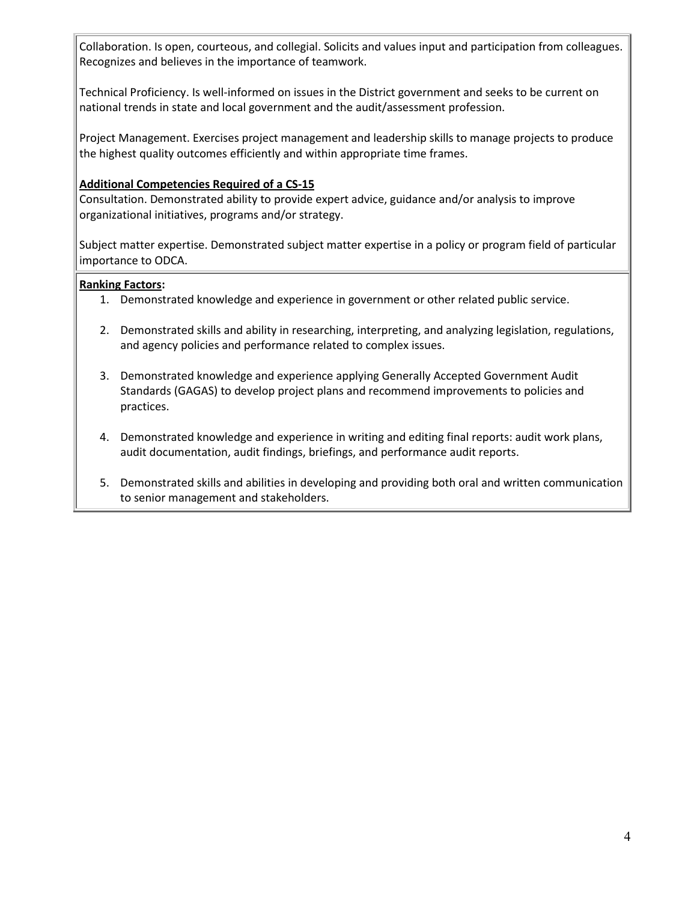Collaboration. Is open, courteous, and collegial. Solicits and values input and participation from colleagues. Recognizes and believes in the importance of teamwork.

Technical Proficiency. Is well-informed on issues in the District government and seeks to be current on national trends in state and local government and the audit/assessment profession.

Project Management. Exercises project management and leadership skills to manage projects to produce the highest quality outcomes efficiently and within appropriate time frames.

**Additional Competencies Required of a CS-15**

Consultation. Demonstrated ability to provide expert advice, guidance and/or analysis to improve organizational initiatives, programs and/or strategy.

Subject matter expertise. Demonstrated subject matter expertise in a policy or program field of particular importance to ODCA.

**Ranking Factors:**

1. Demonstrated knowledge and experience in government or other related public service.

2. Demonstrated skills and ability in researching, interpreting, and analyzing legislation, regulations, and agency policies and performance related to complex issues.

3. Demonstrated knowledge and experience applying Generally Accepted Government Audit Standards (GAGAS) to develop project plans and recommend improvements to policies and practices.

4. Demonstrated knowledge and experience in writing and editing final reports: audit work plans, audit documentation, audit findings, briefings, and performance audit reports.

5. Demonstrated skills and abilities in developing and providing both oral and written communication to senior management and stakeholders.